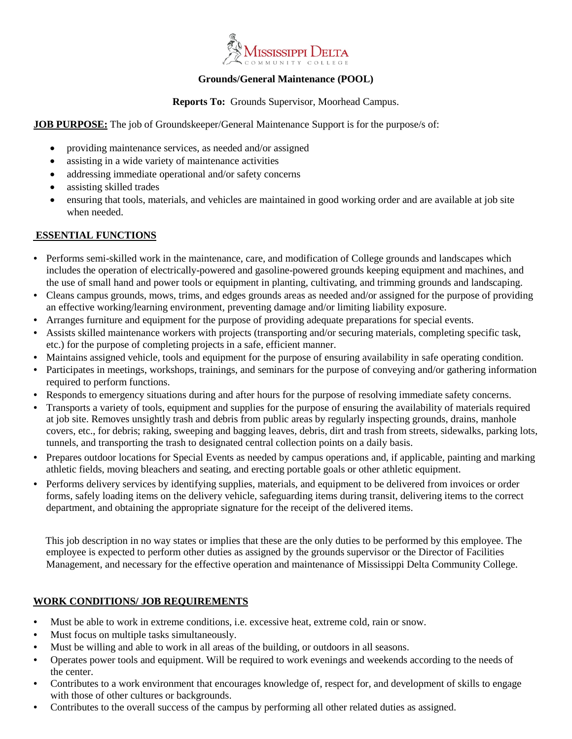Mississippi Delta Community College

**Grounds/General Maintenance (POOL)**

**Reports To:** Grounds Supervisor, Moorhead Campus.

**JOB PURPOSE:** The job of Groundskeeper/General Maintenance Support is for the purpose/s of:

- providing maintenance services, as needed and/or assigned
- assisting in a wide variety of maintenance activities
- addressing immediate operational and/or safety concerns
- assisting skilled trades
- ensuring that tools, materials, and vehicles are maintained in good working order and are available at job site when needed.

## ESSENTIAL FUNCTIONS

- Performs semi-skilled work in the maintenance, care, and modification of College grounds and landscapes which includes the operation of electrically-powered and gasoline-powered grounds keeping equipment and machines, and the use of small hand and power tools or equipment in planting, cultivating, and trimming grounds and landscaping.
- Cleans campus grounds, mows, trims, and edges grounds areas as needed and/or assigned for the purpose of providing an effective working/learning environment, preventing damage and/or limiting liability exposure.
- Arranges furniture and equipment for the purpose of providing adequate preparations for special events.
- Assists skilled maintenance workers with projects (transporting and/or securing materials, completing specific task, etc.) for the purpose of completing projects in a safe, efficient manner.
- Maintains assigned vehicle, tools and equipment for the purpose of ensuring availability in safe operating condition.
- Participates in meetings, workshops, trainings, and seminars for the purpose of conveying and/or gathering information required to perform functions.
- Responds to emergency situations during and after hours for the purpose of resolving immediate safety concerns.
- Transports a variety of tools, equipment and supplies for the purpose of ensuring the availability of materials required at job site. Removes unsightly trash and debris from public areas by regularly inspecting grounds, drains, manhole covers, etc., for debris; raking, sweeping and bagging leaves, debris, dirt and trash from streets, sidewalks, parking lots, tunnels, and transporting the trash to designated central collection points on a daily basis.
- Prepares outdoor locations for Special Events as needed by campus operations and, if applicable, painting and marking athletic fields, moving bleachers and seating, and erecting portable goals or other athletic equipment.
- Performs delivery services by identifying supplies, materials, and equipment to be delivered from invoices or order forms, safely loading items on the delivery vehicle, safeguarding items during transit, delivering items to the correct department, and obtaining the appropriate signature for the receipt of the delivered items.

This job description in no way states or implies that these are the only duties to be performed by this employee. The employee is expected to perform other duties as assigned by the grounds supervisor or the Director of Facilities Management, and necessary for the effective operation and maintenance of Mississippi Delta Community College.

## WORK CONDITIONS/ JOB REQUIREMENTS

- Must be able to work in extreme conditions, i.e. excessive heat, extreme cold, rain or snow.
- Must focus on multiple tasks simultaneously.
- Must be willing and able to work in all areas of the building, or outdoors in all seasons.
- Operates power tools and equipment. Will be required to work evenings and weekends according to the needs of the center.
- Contributes to a work environment that encourages knowledge of, respect for, and development of skills to engage with those of other cultures or backgrounds.
- Contributes to the overall success of the campus by performing all other related duties as assigned.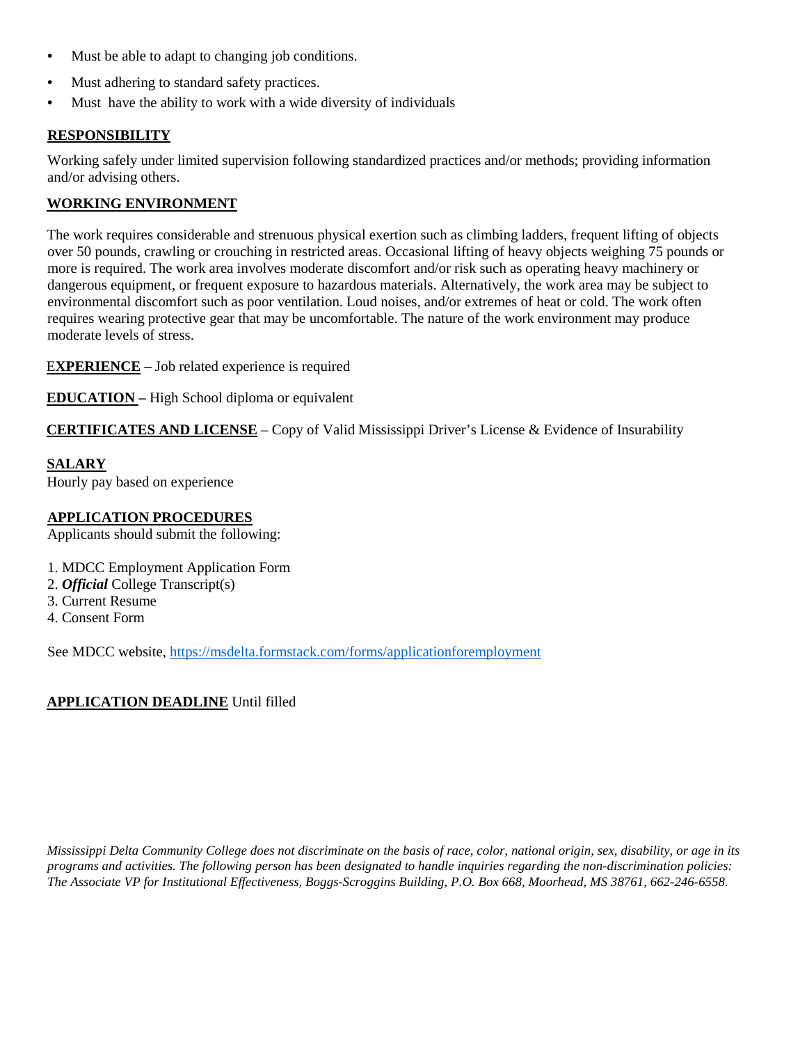- Must be able to adapt to changing job conditions.
- Must adhering to standard safety practices.
- Must have the ability to work with a wide diversity of individuals

**RESPONSIBILITY**

Working safely under limited supervision following standardized practices and/or methods; providing information and/or advising others.

**WORKING ENVIRONMENT**

The work requires considerable and strenuous physical exertion such as climbing ladders, frequent lifting of objects over 50 pounds, crawling or crouching in restricted areas. Occasional lifting of heavy objects weighing 75 pounds or more is required. The work area involves moderate discomfort and/or risk such as operating heavy machinery or dangerous equipment, or frequent exposure to hazardous materials. Alternatively, the work area may be subject to environmental discomfort such as poor ventilation. Loud noises, and/or extremes of heat or cold. The work often requires wearing protective gear that may be uncomfortable. The nature of the work environment may produce moderate levels of stress.

**EXPERIENCE –** Job related experience is required

**EDUCATION –** High School diploma or equivalent

**CERTIFICATES AND LICENSE** – Copy of Valid Mississippi Driver's License & Evidence of Insurability

**SALARY**

Hourly pay based on experience

**APPLICATION PROCEDURES**

Applicants should submit the following:

1. MDCC Employment Application Form
2. ***Official*** College Transcript(s)
3. Current Resume
4. Consent Form

See MDCC website, https://msdelta.formstack.com/forms/applicationforemployment

**APPLICATION DEADLINE** Until filled

*Mississippi Delta Community College does not discriminate on the basis of race, color, national origin, sex, disability, or age in its programs and activities. The following person has been designated to handle inquiries regarding the non-discrimination policies: The Associate VP for Institutional Effectiveness, Boggs-Scroggins Building, P.O. Box 668, Moorhead, MS 38761, 662-246-6558.*